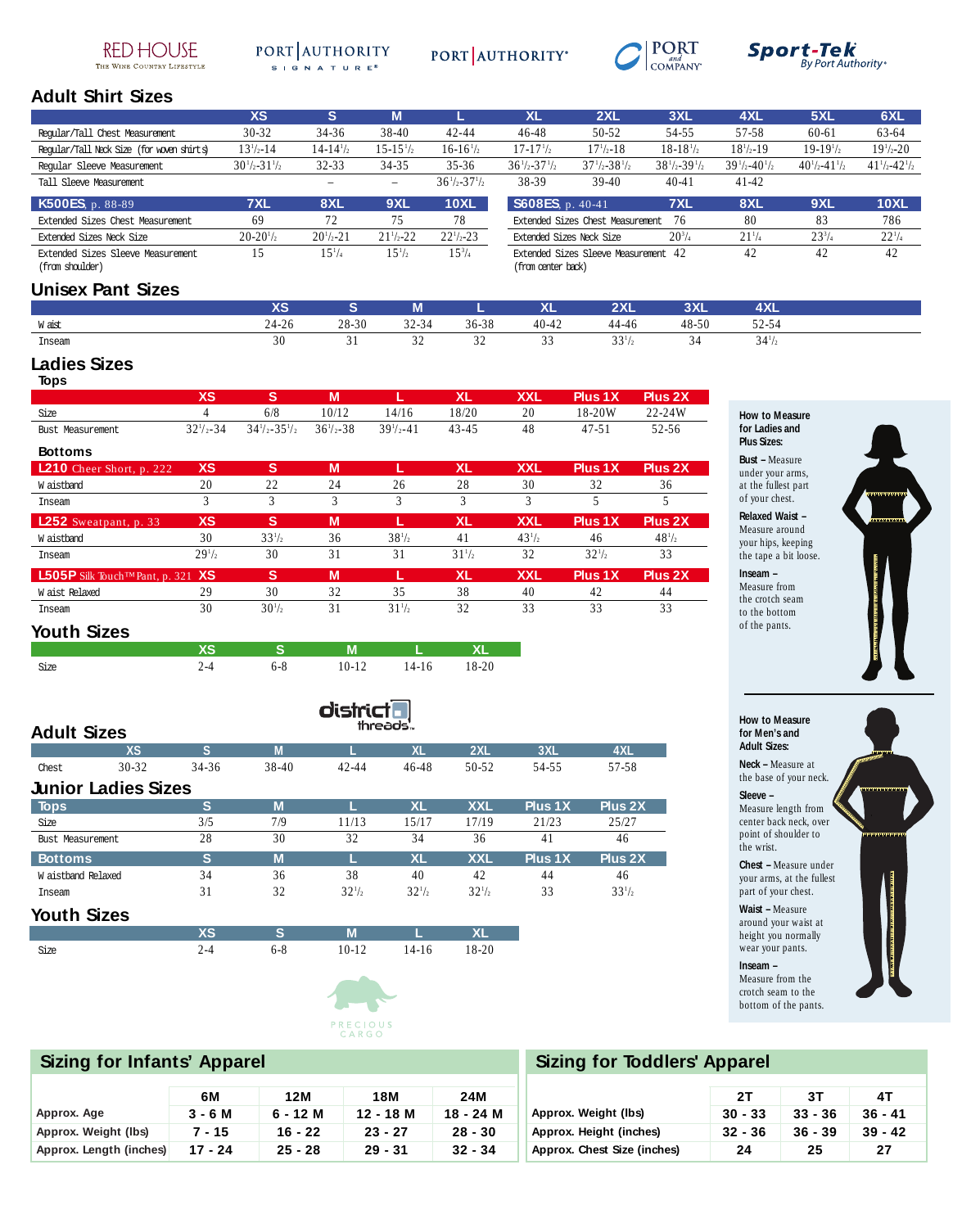RED HOUSE The Wine Country Lifestyle | PORT AUTHORITY SIGNATURE | PORT AUTHORITY | PORT and COMPANY | Sport-Tek By Port Authority

## Adult Shirt Sizes

| | XS | S | M | L | XL | 2XL | 3XL | 4XL | 5XL | 6XL |
|---|---|---|---|---|---|---|---|---|---|---|
| Regular/Tall Chest Measurement | 30-32 | 34-36 | 38-40 | 42-44 | 46-48 | 50-52 | 54-55 | 57-58 | 60-61 | 63-64 |
| Regular/Tall Neck Size (for woven shirts) | 13½-14 | 14-14½ | 15-15½ | 16-16½ | 17-17½ | 17½-18 | 18-18½ | 18½-19 | 19-19½ | 19½-20 |
| Regular Sleeve Measurement | 30½-31½ | 32-33 | 34-35 | 35-36 | 36½-37½ | 37½-38½ | 38½-39½ | 39½-40½ | 40½-41½ | 41½-42½ |
| Tall Sleeve Measurement | | – | – | 36½-37½ | 38-39 | 39-40 | 40-41 | 41-42 | | |

| K500ES, p. 88-89 | 7XL | 8XL | 9XL | 10XL |
|---|---|---|---|---|
| Extended Sizes Chest Measurement | 69 | 72 | 75 | 78 |
| Extended Sizes Neck Size | 20-20½ | 20½-21 | 21½-22 | 22½-23 |
| Extended Sizes Sleeve Measurement (from shoulder) | 15 | 15¼ | 15½ | 15¾ |

| S608ES, p. 40-41 | 7XL | 8XL | 9XL | 10XL |
|---|---|---|---|---|
| Extended Sizes Chest Measurement | 76 | 80 | 83 | 786 |
| Extended Sizes Neck Size | 20¾ | 21¼ | 23¾ | 22¼ |
| Extended Sizes Sleeve Measurement (from center back) | 42 | 42 | 42 | 42 |

## Unisex Pant Sizes

| | XS | S | M | L | XL | 2XL | 3XL | 4XL |
|---|---|---|---|---|---|---|---|---|
| Waist | 24-26 | 28-30 | 32-34 | 36-38 | 40-42 | 44-46 | 48-50 | 52-54 |
| Inseam | 30 | 31 | 32 | 32 | 33 | 33½ | 34 | 34½ |

## Ladies Sizes

### Tops

| | XS | S | M | L | XL | XXL | Plus 1X | Plus 2X |
|---|---|---|---|---|---|---|---|---|
| Size | 4 | 6/8 | 10/12 | 14/16 | 18/20 | 20 | 18-20W | 22-24W |
| Bust Measurement | 32½-34 | 34½-35½ | 36½-38 | 39½-41 | 43-45 | 48 | 47-51 | 52-56 |

### Bottoms

| L210 Cheer Short, p. 222 | XS | S | M | L | XL | XXL | Plus 1X | Plus 2X |
|---|---|---|---|---|---|---|---|---|
| Waistband | 20 | 22 | 24 | 26 | 28 | 30 | 32 | 36 |
| Inseam | 3 | 3 | 3 | 3 | 3 | 3 | 5 | 5 |

| L252 Sweatpant, p. 33 | XS | S | M | L | XL | XXL | Plus 1X | Plus 2X |
|---|---|---|---|---|---|---|---|---|
| Waistband | 30 | 33½ | 36 | 38½ | 41 | 43½ | 46 | 48½ |
| Inseam | 29½ | 30 | 31 | 31 | 31½ | 32 | 32½ | 33 |

| L505P Silk Touch™ Pant, p. 321 | XS | S | M | L | XL | XXL | Plus 1X | Plus 2X |
|---|---|---|---|---|---|---|---|---|
| Waist Relaxed | 29 | 30 | 32 | 35 | 38 | 40 | 42 | 44 |
| Inseam | 30 | 30½ | 31 | 31½ | 32 | 33 | 33 | 33 |

## Youth Sizes

| | XS | S | M | L | XL |
|---|---|---|---|---|---|
| Size | 2-4 | 6-8 | 10-12 | 14-16 | 18-20 |

**How to Measure for Ladies and Plus Sizes:**

**Bust –** Measure under your arms, at the fullest part of your chest.

**Relaxed Waist –** Measure around your hips, keeping the tape a bit loose.

**Inseam –** Measure from the crotch seam to the bottom of the pants.

district threads

## Adult Sizes

| | XS | S | M | L | XL | 2XL | 3XL | 4XL |
|---|---|---|---|---|---|---|---|---|
| Chest | 30-32 | 34-36 | 38-40 | 42-44 | 46-48 | 50-52 | 54-55 | 57-58 |

## Junior Ladies Sizes

| Tops | S | M | L | XL | XXL | Plus 1X | Plus 2X |
|---|---|---|---|---|---|---|---|
| Size | 3/5 | 7/9 | 11/13 | 15/17 | 17/19 | 21/23 | 25/27 |
| Bust Measurement | 28 | 30 | 32 | 34 | 36 | 41 | 46 |

| Bottoms | S | M | L | XL | XXL | Plus 1X | Plus 2X |
|---|---|---|---|---|---|---|---|
| Waistband Relaxed | 34 | 36 | 38 | 40 | 42 | 44 | 46 |
| Inseam | 31 | 32 | 32½ | 32½ | 32½ | 33 | 33½ |

## Youth Sizes

| | XS | S | M | L | XL |
|---|---|---|---|---|---|
| Size | 2-4 | 6-8 | 10-12 | 14-16 | 18-20 |

**How to Measure for Men's and Adult Sizes:**

**Neck –** Measure at the base of your neck.

**Sleeve –** Measure length from center back neck, over point of shoulder to the wrist.

**Chest –** Measure under your arms, at the fullest part of your chest.

**Waist –** Measure around your waist at height you normally wear your pants.

**Inseam –** Measure from the crotch seam to the bottom of the pants.

PRECIOUS CARGO

## Sizing for Infants' Apparel

| | 6M | 12M | 18M | 24M |
|---|---|---|---|---|
| Approx. Age | 3 - 6 M | 6 - 12 M | 12 - 18 M | 18 - 24 M |
| Approx. Weight (lbs) | 7 - 15 | 16 - 22 | 23 - 27 | 28 - 30 |
| Approx. Length (inches) | 17 - 24 | 25 - 28 | 29 - 31 | 32 - 34 |

## Sizing for Toddlers' Apparel

| | 2T | 3T | 4T |
|---|---|---|---|
| Approx. Weight (lbs) | 30 - 33 | 33 - 36 | 36 - 41 |
| Approx. Height (inches) | 32 - 36 | 36 - 39 | 39 - 42 |
| Approx. Chest Size (inches) | 24 | 25 | 27 |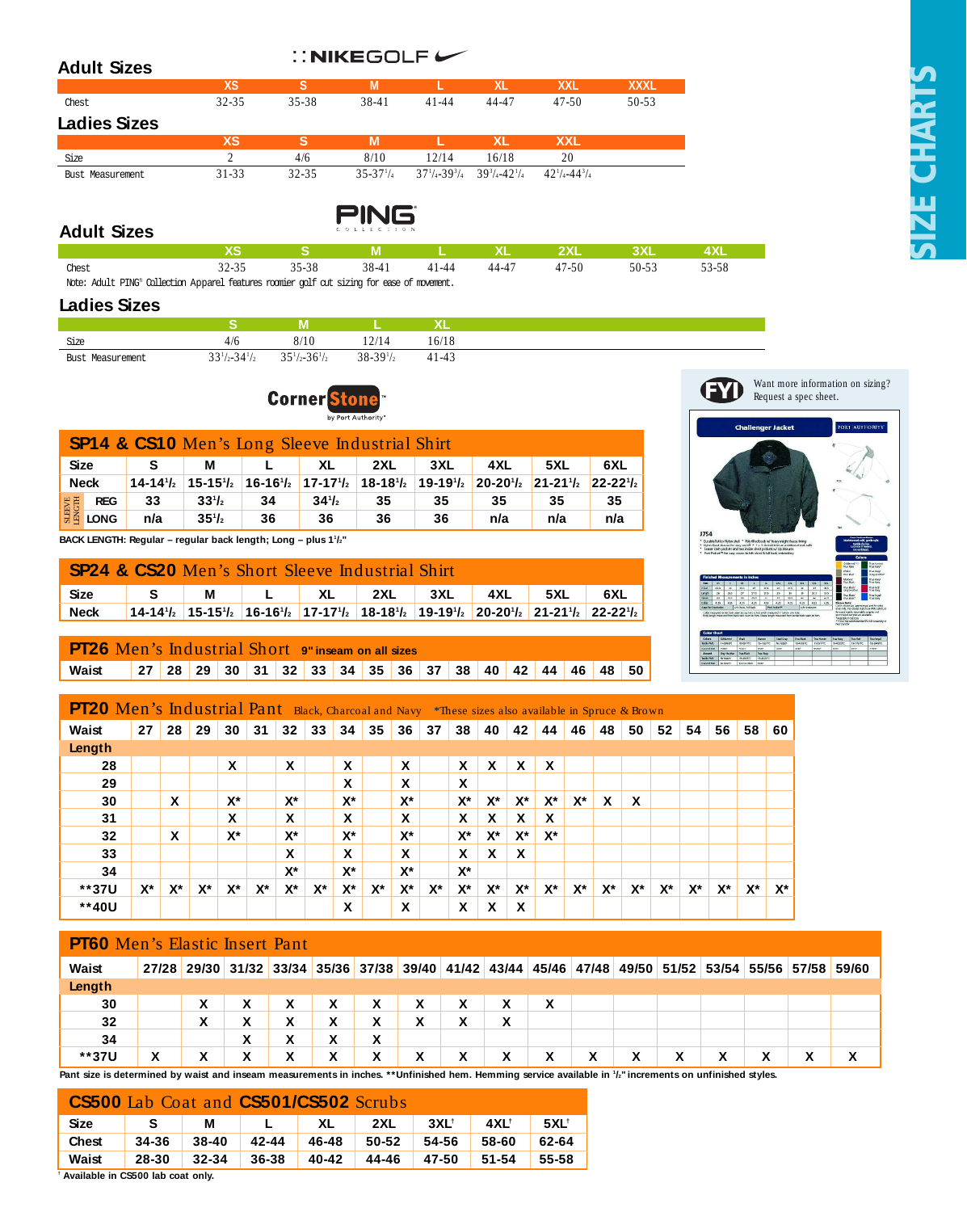# SIZE CHARTS

## NIKEGOLF

### Adult Sizes

| | XS | S | M | L | XL | XXL | XXXL |
|---|---|---|---|---|---|---|---|
| Chest | 32-35 | 35-38 | 38-41 | 41-44 | 44-47 | 47-50 | 50-53 |

### Ladies Sizes

| | XS | S | M | L | XL | XXL |
|---|---|---|---|---|---|---|
| Size | 2 | 4/6 | 8/10 | 12/14 | 16/18 | 20 |
| Bust Measurement | 31-33 | 32-35 | 35-37¼ | 37¼-39¾ | 39¾-42¼ | 42¼-44¾ |

## PING COLLECTION

### Adult Sizes

| | XS | S | M | L | XL | 2XL | 3XL | 4XL |
|---|---|---|---|---|---|---|---|---|
| Chest | 32-35 | 35-38 | 38-41 | 41-44 | 44-47 | 47-50 | 50-53 | 53-58 |

Note: Adult PING® Collection Apparel features roomier golf cut sizing for ease of movement.

### Ladies Sizes

| | S | M | L | XL |
|---|---|---|---|---|
| Size | 4/6 | 8/10 | 12/14 | 16/18 |
| Bust Measurement | 33½-34½ | 35½-36½ | 38-39½ | 41-43 |

## CornerStone by Port Authority®

### SP14 & CS10 Men's Long Sleeve Industrial Shirt

| Size | | S | M | L | XL | 2XL | 3XL | 4XL | 5XL | 6XL |
|---|---|---|---|---|---|---|---|---|---|---|
| Neck | | 14-14½ | 15-15½ | 16-16½ | 17-17½ | 18-18½ | 19-19½ | 20-20½ | 21-21½ | 22-22½ |
| Sleeve Length | REG | 33 | 33½ | 34 | 34½ | 35 | 35 | 35 | 35 | 35 |
| | LONG | n/a | 35½ | 36 | 36 | 36 | 36 | n/a | n/a | n/a |

BACK LENGTH: Regular – regular back length; Long – plus 1½"

### SP24 & CS20 Men's Short Sleeve Industrial Shirt

| Size | S | M | L | XL | 2XL | 3XL | 4XL | 5XL | 6XL |
|---|---|---|---|---|---|---|---|---|---|
| Neck | 14-14½ | 15-15½ | 16-16½ | 17-17½ | 18-18½ | 19-19½ | 20-20½ | 21-21½ | 22-22½ |

### PT26 Men's Industrial Short 9" inseam on all sizes

| Waist | 27 | 28 | 29 | 30 | 31 | 32 | 33 | 34 | 35 | 36 | 37 | 38 | 40 | 42 | 44 | 46 | 48 | 50 |
|---|---|---|---|---|---|---|---|---|---|---|---|---|---|---|---|---|---|---|

### PT20 Men's Industrial Pant Black, Charcoal and Navy *These sizes also available in Spruce & Brown

| Waist | 27 | 28 | 29 | 30 | 31 | 32 | 33 | 34 | 35 | 36 | 37 | 38 | 40 | 42 | 44 | 46 | 48 | 50 | 52 | 54 | 56 | 58 | 60 |
|---|---|---|---|---|---|---|---|---|---|---|---|---|---|---|---|---|---|---|---|---|---|---|---|
| **Length** | | | | | | | | | | | | | | | | | | | | | | | |
| 28 | | | | X | | X | | X | | X | | X | X | X | X | | | | | | | | |
| 29 | | | | | | | | X | | X | | X | | | | | | | | | | | |
| 30 | | X | | X* | | X* | | X* | | X* | | X* | X* | X* | X* | X* | X | X | | | | | |
| 31 | | | | X | | X | | X | | X | | X | X | X | X | | | | | | | | |
| 32 | | X | | X* | | X* | | X* | | X* | | X* | X* | X* | X* | | | | | | | | |
| 33 | | | | | | X | | X | | X | | X | X | X | | | | | | | | | |
| 34 | | | | | | X* | | X* | | X* | | X* | | | | | | | | | | | |
| **37U | X* | X* | X* | X* | X* | X* | X* | X* | X* | X* | X* | X* | X* | X* | X* | X* | X* | X* | X* | X* | X* | X* | X* |
| **40U | | | | | | | | X | | X | | X | X | X | | | | | | | | | |

### PT60 Men's Elastic Insert Pant

| Waist | 27/28 | 29/30 | 31/32 | 33/34 | 35/36 | 37/38 | 39/40 | 41/42 | 43/44 | 45/46 | 47/48 | 49/50 | 51/52 | 53/54 | 55/56 | 57/58 | 59/60 |
|---|---|---|---|---|---|---|---|---|---|---|---|---|---|---|---|---|---|
| **Length** | | | | | | | | | | | | | | | | | |
| 30 | | X | X | X | X | X | X | X | X | X | | | | | | | |
| 32 | | X | X | X | X | X | X | X | X | | | | | | | | |
| 34 | | | X | X | X | X | | | | | | | | | | | |
| **37U | X | X | X | X | X | X | X | X | X | X | X | X | X | X | X | X | X |

Pant size is determined by waist and inseam measurements in inches. **Unfinished hem. Hemming service available in ½" increments on unfinished styles.

### CS500 Lab Coat and CS501/CS502 Scrubs

| Size | S | M | L | XL | 2XL | 3XL† | 4XL† | 5XL† |
|---|---|---|---|---|---|---|---|---|
| Chest | 34-36 | 38-40 | 42-44 | 46-48 | 50-52 | 54-56 | 58-60 | 62-64 |
| Waist | 28-30 | 32-34 | 36-38 | 40-42 | 44-46 | 47-50 | 51-54 | 55-58 |

† Available in CS500 lab coat only.

**FYI** Want more information on sizing? Request a spec sheet.